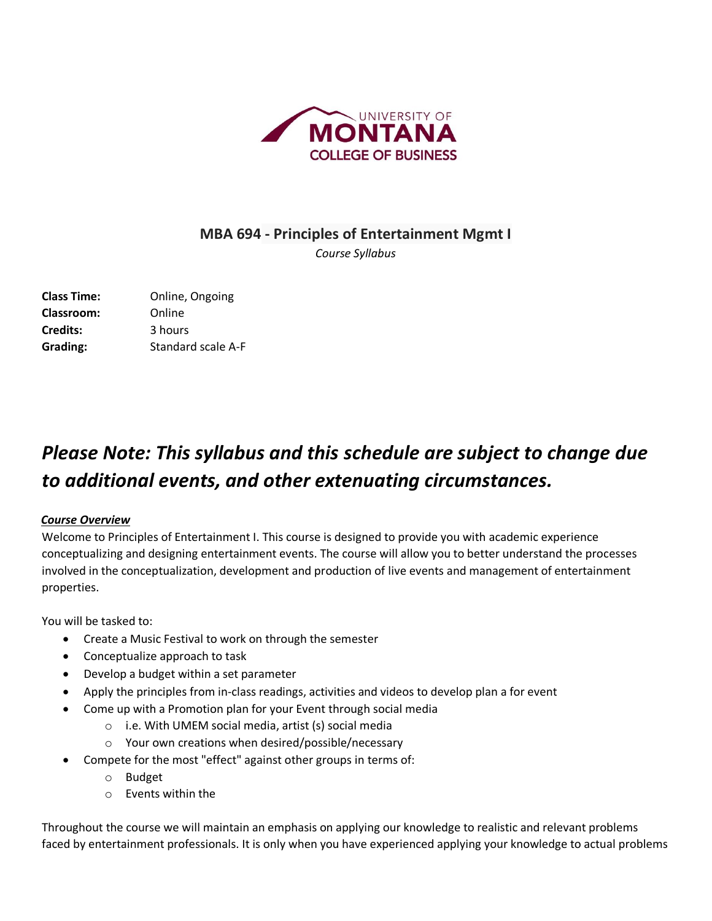UNIVERSITY OF
MONTANA
COLLEGE OF BUSINESS

# MBA 694 - Principles of Entertainment Mgmt I

*Course Syllabus*

**Class Time:** Online, Ongoing
**Classroom:** Online
**Credits:** 3 hours
**Grading:** Standard scale A-F

## *Please Note: This syllabus and this schedule are subject to change due to additional events, and other extenuating circumstances.*

***Course Overview***

Welcome to Principles of Entertainment I. This course is designed to provide you with academic experience conceptualizing and designing entertainment events. The course will allow you to better understand the processes involved in the conceptualization, development and production of live events and management of entertainment properties.

You will be tasked to:

- Create a Music Festival to work on through the semester
- Conceptualize approach to task
- Develop a budget within a set parameter
- Apply the principles from in-class readings, activities and videos to develop plan a for event
- Come up with a Promotion plan for your Event through social media
  - i.e. With UMEM social media, artist (s) social media
  - Your own creations when desired/possible/necessary
- Compete for the most "effect" against other groups in terms of:
  - Budget
  - Events within the

Throughout the course we will maintain an emphasis on applying our knowledge to realistic and relevant problems faced by entertainment professionals. It is only when you have experienced applying your knowledge to actual problems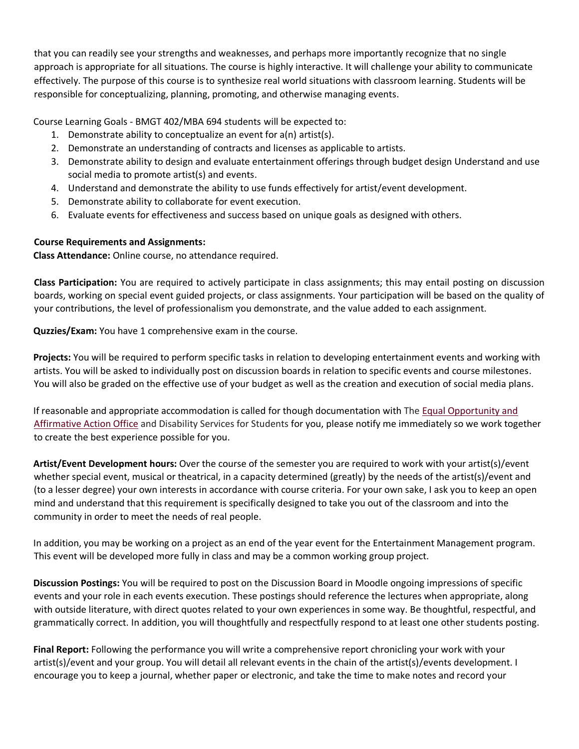that you can readily see your strengths and weaknesses, and perhaps more importantly recognize that no single approach is appropriate for all situations. The course is highly interactive. It will challenge your ability to communicate effectively. The purpose of this course is to synthesize real world situations with classroom learning. Students will be responsible for conceptualizing, planning, promoting, and otherwise managing events.

Course Learning Goals - BMGT 402/MBA 694 students will be expected to:

1. Demonstrate ability to conceptualize an event for a(n) artist(s).
2. Demonstrate an understanding of contracts and licenses as applicable to artists.
3. Demonstrate ability to design and evaluate entertainment offerings through budget design Understand and use social media to promote artist(s) and events.
4. Understand and demonstrate the ability to use funds effectively for artist/event development.
5. Demonstrate ability to collaborate for event execution.
6. Evaluate events for effectiveness and success based on unique goals as designed with others.

**Course Requirements and Assignments:**

**Class Attendance:** Online course, no attendance required.

**Class Participation:** You are required to actively participate in class assignments; this may entail posting on discussion boards, working on special event guided projects, or class assignments. Your participation will be based on the quality of your contributions, the level of professionalism you demonstrate, and the value added to each assignment.

**Quzzies/Exam:** You have 1 comprehensive exam in the course.

**Projects:** You will be required to perform specific tasks in relation to developing entertainment events and working with artists. You will be asked to individually post on discussion boards in relation to specific events and course milestones. You will also be graded on the effective use of your budget as well as the creation and execution of social media plans.

If reasonable and appropriate accommodation is called for though documentation with The Equal Opportunity and Affirmative Action Office and Disability Services for Students for you, please notify me immediately so we work together to create the best experience possible for you.

**Artist/Event Development hours:** Over the course of the semester you are required to work with your artist(s)/event whether special event, musical or theatrical, in a capacity determined (greatly) by the needs of the artist(s)/event and (to a lesser degree) your own interests in accordance with course criteria. For your own sake, I ask you to keep an open mind and understand that this requirement is specifically designed to take you out of the classroom and into the community in order to meet the needs of real people.

In addition, you may be working on a project as an end of the year event for the Entertainment Management program. This event will be developed more fully in class and may be a common working group project.

**Discussion Postings:** You will be required to post on the Discussion Board in Moodle ongoing impressions of specific events and your role in each events execution. These postings should reference the lectures when appropriate, along with outside literature, with direct quotes related to your own experiences in some way. Be thoughtful, respectful, and grammatically correct. In addition, you will thoughtfully and respectfully respond to at least one other students posting.

**Final Report:** Following the performance you will write a comprehensive report chronicling your work with your artist(s)/event and your group. You will detail all relevant events in the chain of the artist(s)/events development. I encourage you to keep a journal, whether paper or electronic, and take the time to make notes and record your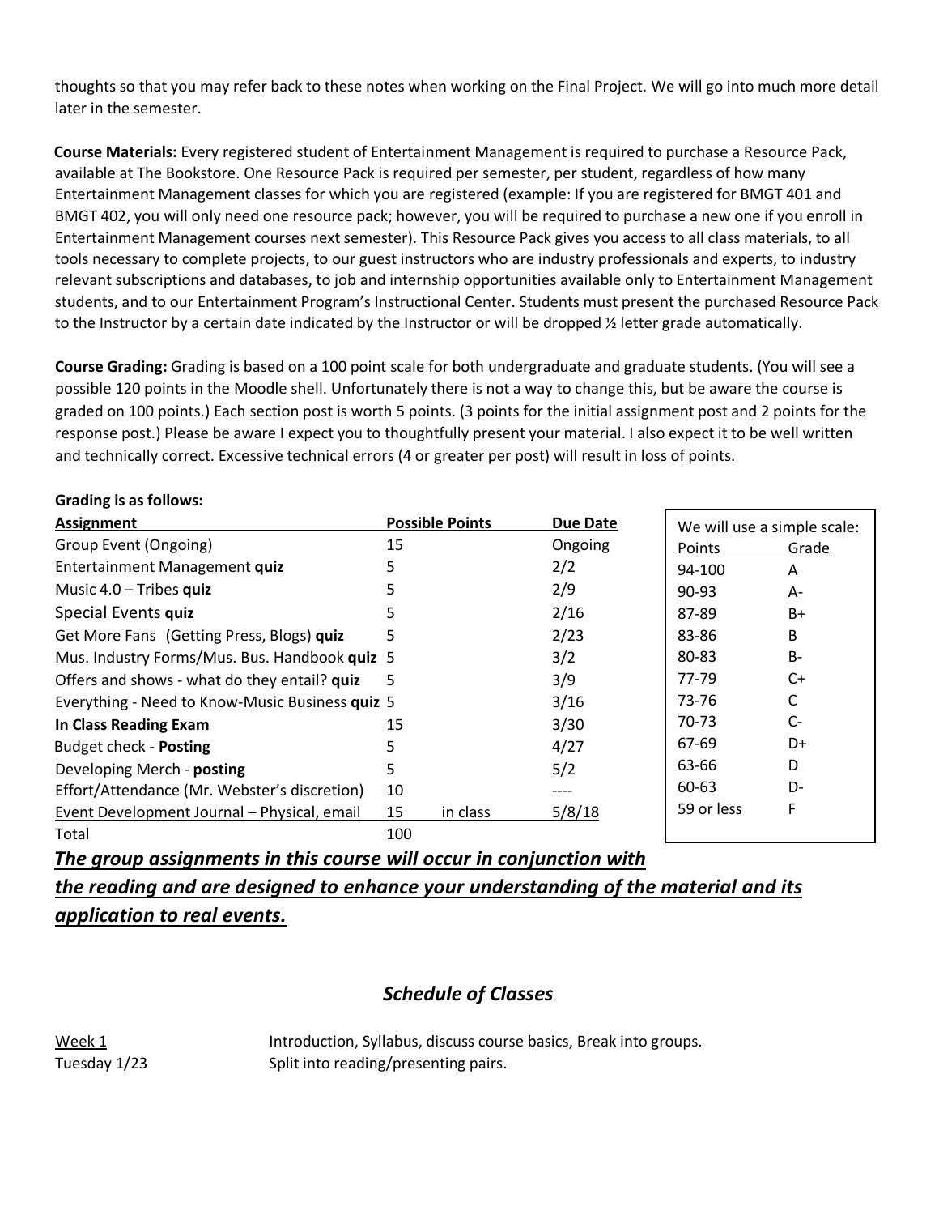thoughts so that you may refer back to these notes when working on the Final Project. We will go into much more detail later in the semester.

**Course Materials:** Every registered student of Entertainment Management is required to purchase a Resource Pack, available at The Bookstore. One Resource Pack is required per semester, per student, regardless of how many Entertainment Management classes for which you are registered (example: If you are registered for BMGT 401 and BMGT 402, you will only need one resource pack; however, you will be required to purchase a new one if you enroll in Entertainment Management courses next semester). This Resource Pack gives you access to all class materials, to all tools necessary to complete projects, to our guest instructors who are industry professionals and experts, to industry relevant subscriptions and databases, to job and internship opportunities available only to Entertainment Management students, and to our Entertainment Program's Instructional Center. Students must present the purchased Resource Pack to the Instructor by a certain date indicated by the Instructor or will be dropped ½ letter grade automatically.

**Course Grading:** Grading is based on a 100 point scale for both undergraduate and graduate students. (You will see a possible 120 points in the Moodle shell. Unfortunately there is not a way to change this, but be aware the course is graded on 100 points.) Each section post is worth 5 points. (3 points for the initial assignment post and 2 points for the response post.) Please be aware I expect you to thoughtfully present your material. I also expect it to be well written and technically correct. Excessive technical errors (4 or greater per post) will result in loss of points.

**Grading is as follows:**

| Assignment | Possible Points | Due Date |
|---|---|---|
| Group Event (Ongoing) | 15 | Ongoing |
| Entertainment Management **quiz** | 5 | 2/2 |
| Music 4.0 – Tribes **quiz** | 5 | 2/9 |
| Special Events **quiz** | 5 | 2/16 |
| Get More Fans (Getting Press, Blogs) **quiz** | 5 | 2/23 |
| Mus. Industry Forms/Mus. Bus. Handbook **quiz** | 5 | 3/2 |
| Offers and shows - what do they entail? **quiz** | 5 | 3/9 |
| Everything - Need to Know-Music Business **quiz** | 5 | 3/16 |
| **In Class Reading Exam** | 15 | 3/30 |
| Budget check - **Posting** | 5 | 4/27 |
| Developing Merch - **posting** | 5 | 5/2 |
| Effort/Attendance (Mr. Webster's discretion) | 10 | ---- |
| Event Development Journal – Physical, email | 15 in class | 5/8/18 |
| Total | 100 | |

We will use a simple scale:

| Points | Grade |
|---|---|
| 94-100 | A |
| 90-93 | A- |
| 87-89 | B+ |
| 83-86 | B |
| 80-83 | B- |
| 77-79 | C+ |
| 73-76 | C |
| 70-73 | C- |
| 67-69 | D+ |
| 63-66 | D |
| 60-63 | D- |
| 59 or less | F |

***The group assignments in this course will occur in conjunction with the reading and are designed to enhance your understanding of the material and its application to real events.***

## ***Schedule of Classes***

Week 1
Tuesday 1/23

Introduction, Syllabus, discuss course basics, Break into groups. Split into reading/presenting pairs.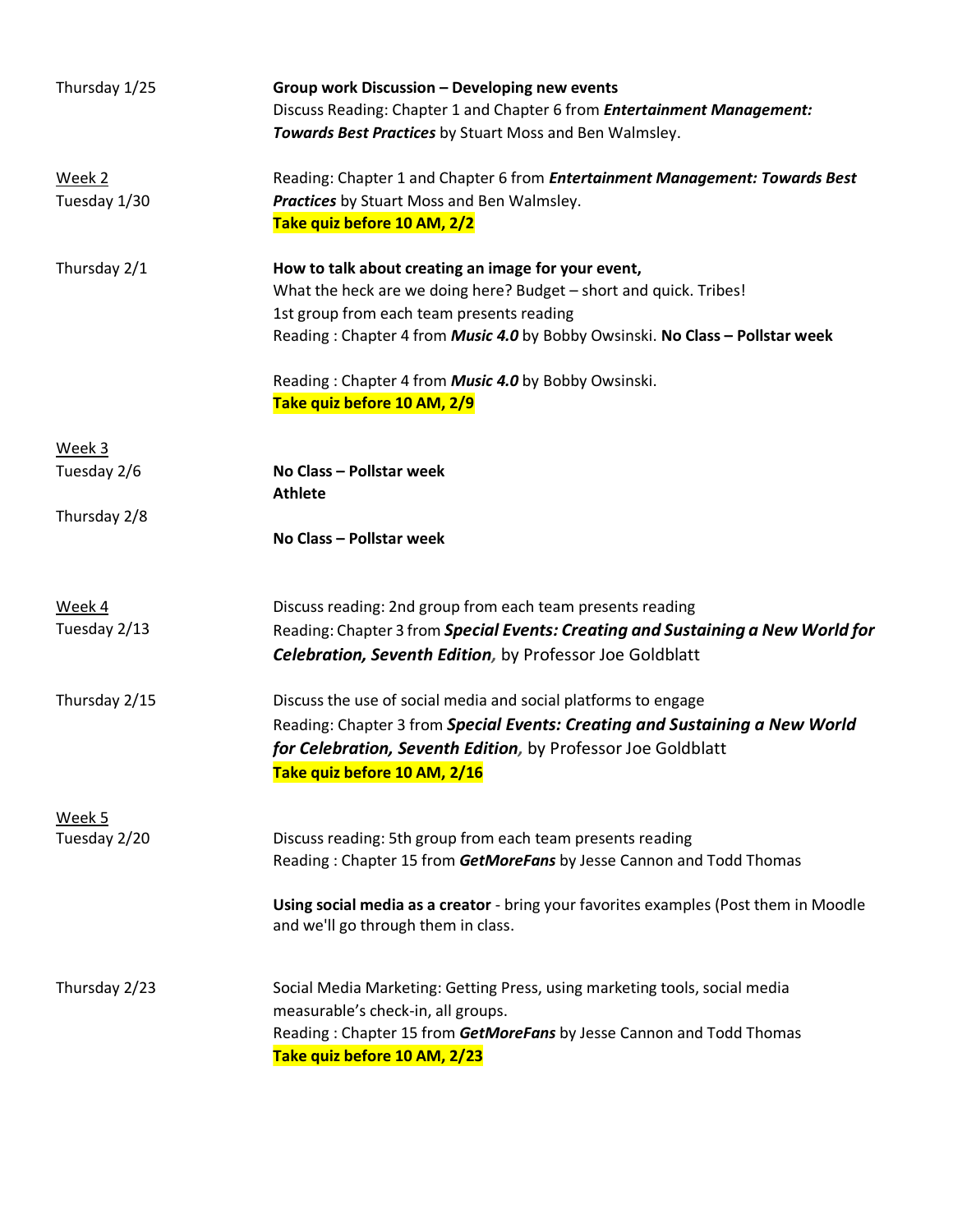| | |
|---|---|
| Thursday 1/25 | **Group work Discussion – Developing new events**<br>Discuss Reading: Chapter 1 and Chapter 6 from ***Entertainment Management: Towards Best Practices*** by Stuart Moss and Ben Walmsley. |
| Week 2<br>Tuesday 1/30 | Reading: Chapter 1 and Chapter 6 from ***Entertainment Management: Towards Best Practices*** by Stuart Moss and Ben Walmsley.<br>**Take quiz before 10 AM, 2/2** |
| Thursday 2/1 | **How to talk about creating an image for your event,**<br>What the heck are we doing here? Budget – short and quick. Tribes!<br>1st group from each team presents reading<br>Reading : Chapter 4 from ***Music 4.0*** by Bobby Owsinski. **No Class – Pollstar week**<br><br>Reading : Chapter 4 from ***Music 4.0*** by Bobby Owsinski.<br>**Take quiz before 10 AM, 2/9** |
| Week 3<br>Tuesday 2/6 | **No Class – Pollstar week**<br>**Athlete** |
| Thursday 2/8 | **No Class – Pollstar week** |
| Week 4<br>Tuesday 2/13 | Discuss reading: 2nd group from each team presents reading<br>Reading: Chapter 3 from ***Special Events: Creating and Sustaining a New World for Celebration, Seventh Edition,*** by Professor Joe Goldblatt |
| Thursday 2/15 | Discuss the use of social media and social platforms to engage<br>Reading: Chapter 3 from ***Special Events: Creating and Sustaining a New World for Celebration, Seventh Edition,*** by Professor Joe Goldblatt<br>**Take quiz before 10 AM, 2/16** |
| Week 5<br>Tuesday 2/20 | Discuss reading: 5th group from each team presents reading<br>Reading : Chapter 15 from ***GetMoreFans*** by Jesse Cannon and Todd Thomas<br><br>**Using social media as a creator** - bring your favorites examples (Post them in Moodle and we'll go through them in class. |
| Thursday 2/23 | Social Media Marketing: Getting Press, using marketing tools, social media measurable's check-in, all groups.<br>Reading : Chapter 15 from ***GetMoreFans*** by Jesse Cannon and Todd Thomas<br>**Take quiz before 10 AM, 2/23** |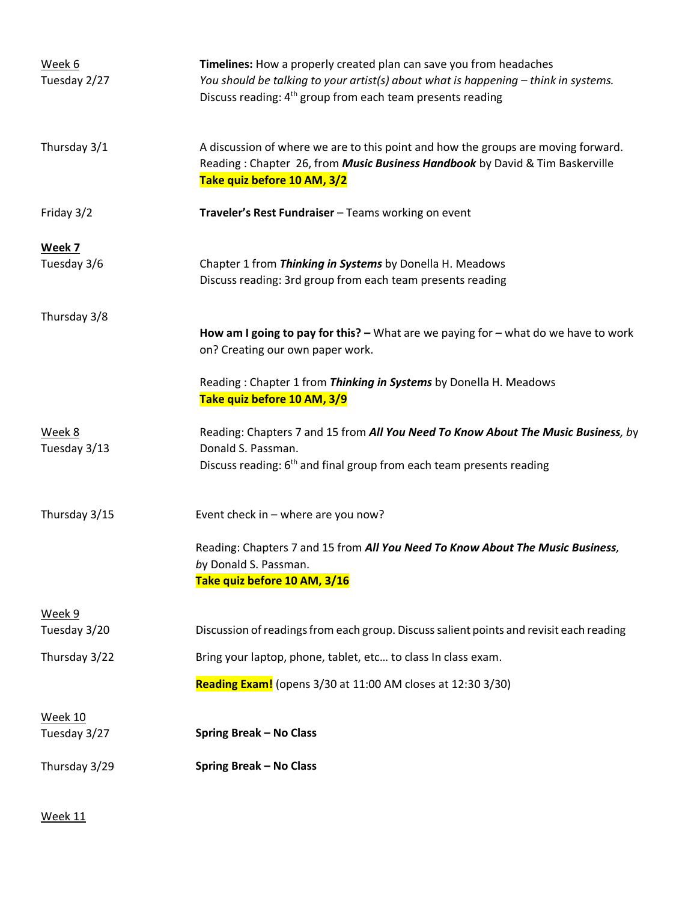| | |
|---|---|
| Week 6<br>Tuesday 2/27 | **Timelines:** How a properly created plan can save you from headaches<br>*You should be talking to your artist(s) about what is happening – think in systems.*<br>Discuss reading: 4th group from each team presents reading |
| Thursday 3/1 | A discussion of where we are to this point and how the groups are moving forward.<br>Reading : Chapter 26, from ***Music Business Handbook*** by David & Tim Baskerville<br>**Take quiz before 10 AM, 3/2** |
| Friday 3/2 | **Traveler's Rest Fundraiser** – Teams working on event |
| **Week 7**<br>Tuesday 3/6 | Chapter 1 from ***Thinking in Systems*** by Donella H. Meadows<br>Discuss reading: 3rd group from each team presents reading |
| Thursday 3/8 | **How am I going to pay for this? –** What are we paying for – what do we have to work on? Creating our own paper work.<br><br>Reading : Chapter 1 from ***Thinking in Systems*** by Donella H. Meadows<br>**Take quiz before 10 AM, 3/9** |
| Week 8<br>Tuesday 3/13 | Reading: Chapters 7 and 15 from ***All You Need To Know About The Music Business,*** by Donald S. Passman.<br>Discuss reading: 6th and final group from each team presents reading |
| Thursday 3/15 | Event check in – where are you now?<br><br>Reading: Chapters 7 and 15 from ***All You Need To Know About The Music Business,*** *b*y Donald S. Passman.<br>**Take quiz before 10 AM, 3/16** |
| Week 9<br>Tuesday 3/20 | Discussion of readings from each group. Discuss salient points and revisit each reading |
| Thursday 3/22 | Bring your laptop, phone, tablet, etc… to class In class exam.<br><br>**Reading Exam!** (opens 3/30 at 11:00 AM closes at 12:30 3/30) |
| Week 10<br>Tuesday 3/27 | **Spring Break – No Class** |
| Thursday 3/29 | **Spring Break – No Class** |

Week 11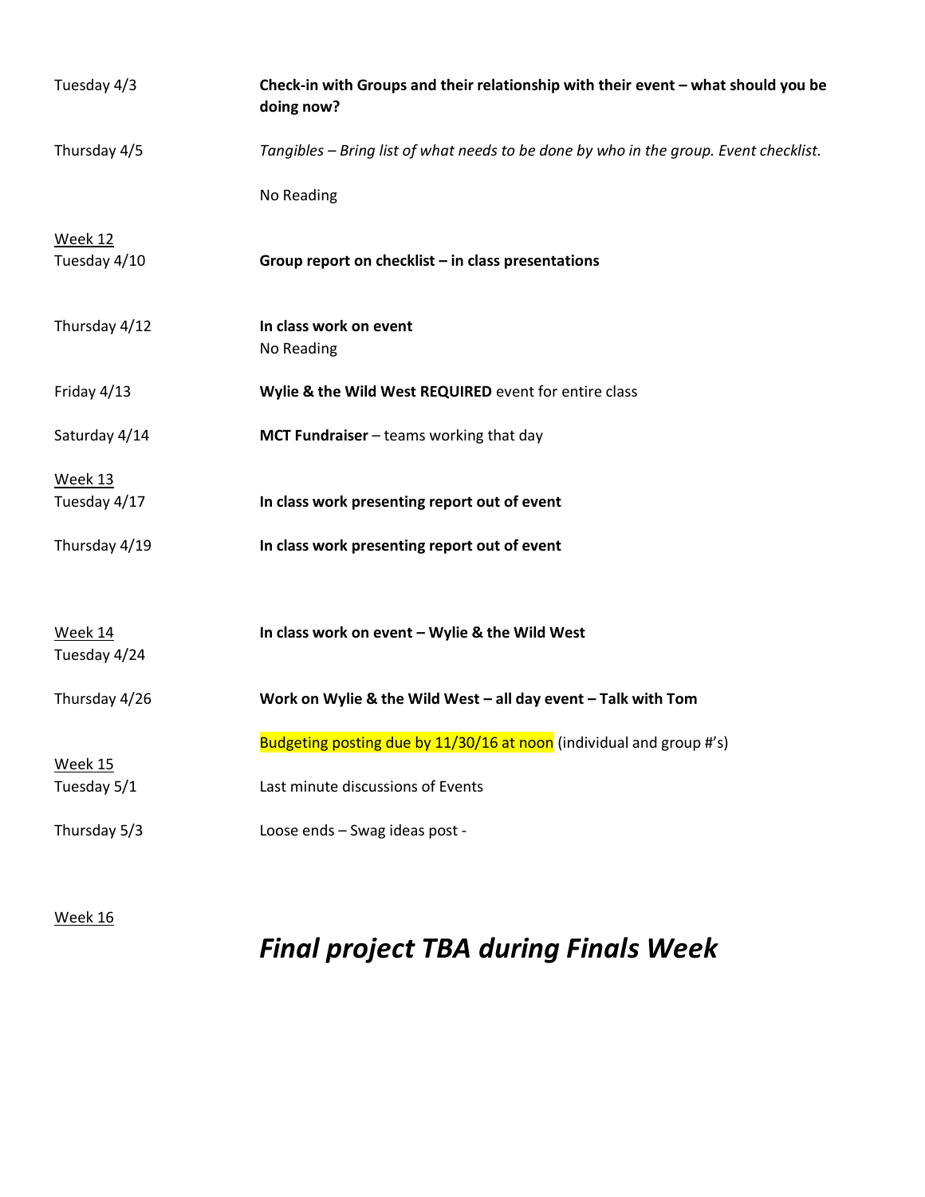| | |
|---|---|
| Tuesday 4/3 | **Check-in with Groups and their relationship with their event – what should you be doing now?** |
| Thursday 4/5 | *Tangibles – Bring list of what needs to be done by who in the group. Event checklist.* |
| | No Reading |
| Week 12 | |
| Tuesday 4/10 | **Group report on checklist – in class presentations** |
| Thursday 4/12 | **In class work on event** |
| | No Reading |
| Friday 4/13 | **Wylie & the Wild West REQUIRED** event for entire class |
| Saturday 4/14 | **MCT Fundraiser** – teams working that day |
| Week 13 | |
| Tuesday 4/17 | **In class work presenting report out of event** |
| Thursday 4/19 | **In class work presenting report out of event** |
| Week 14 | **In class work on event – Wylie & the Wild West** |
| Tuesday 4/24 | |
| Thursday 4/26 | **Work on Wylie & the Wild West – all day event – Talk with Tom** |
| | Budgeting posting due by 11/30/16 at noon (individual and group #'s) |
| Week 15 | |
| Tuesday 5/1 | Last minute discussions of Events |
| Thursday 5/3 | Loose ends – Swag ideas post - |

Week 16

***Final project TBA during Finals Week***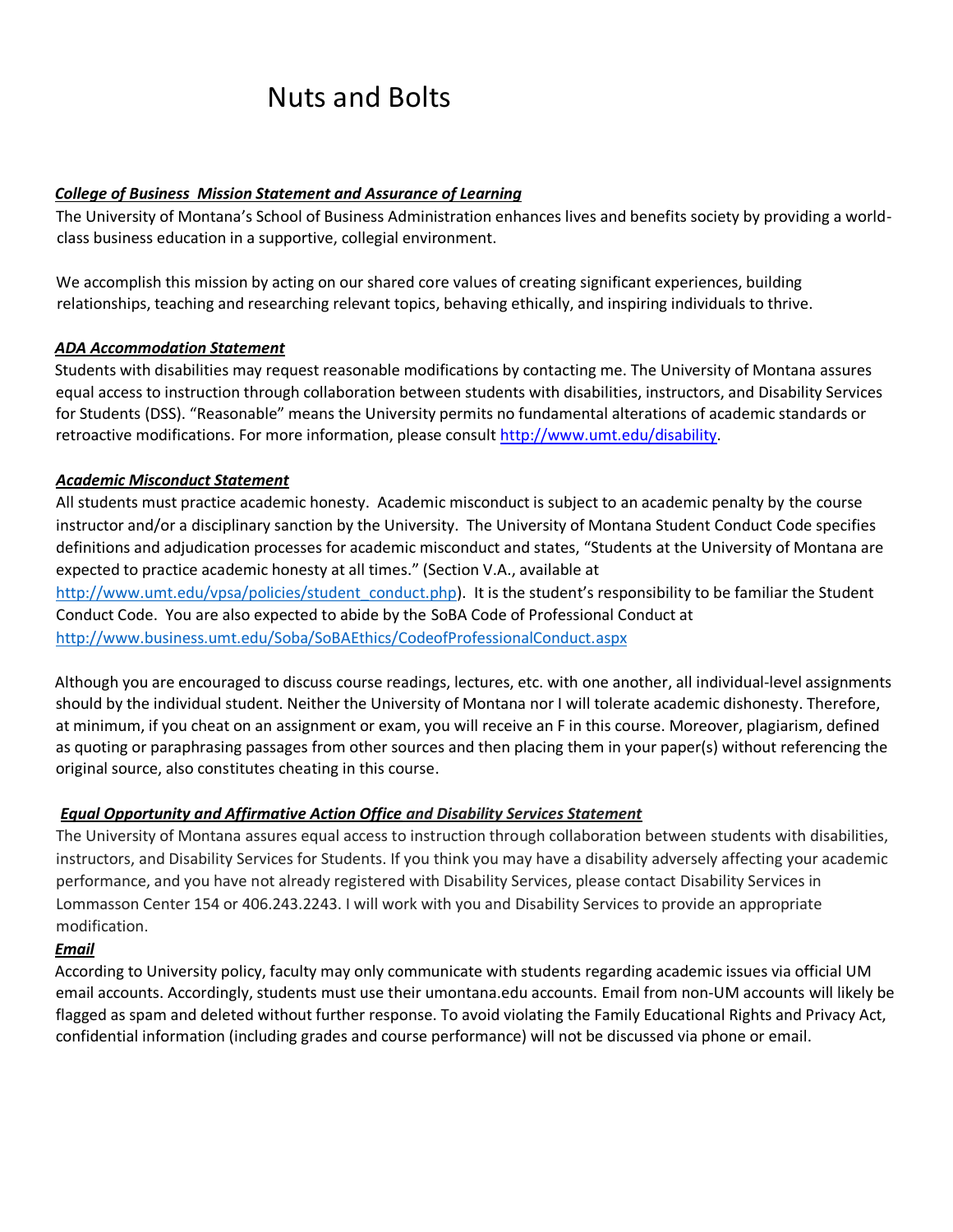# Nuts and Bolts

***College of Business Mission Statement and Assurance of Learning***

The University of Montana's School of Business Administration enhances lives and benefits society by providing a world-class business education in a supportive, collegial environment.

We accomplish this mission by acting on our shared core values of creating significant experiences, building relationships, teaching and researching relevant topics, behaving ethically, and inspiring individuals to thrive.

***ADA Accommodation Statement***

Students with disabilities may request reasonable modifications by contacting me. The University of Montana assures equal access to instruction through collaboration between students with disabilities, instructors, and Disability Services for Students (DSS). "Reasonable" means the University permits no fundamental alterations of academic standards or retroactive modifications. For more information, please consult http://www.umt.edu/disability.

***Academic Misconduct Statement***

All students must practice academic honesty. Academic misconduct is subject to an academic penalty by the course instructor and/or a disciplinary sanction by the University. The University of Montana Student Conduct Code specifies definitions and adjudication processes for academic misconduct and states, "Students at the University of Montana are expected to practice academic honesty at all times." (Section V.A., available at http://www.umt.edu/vpsa/policies/student_conduct.php). It is the student's responsibility to be familiar the Student Conduct Code. You are also expected to abide by the SoBA Code of Professional Conduct at http://www.business.umt.edu/Soba/SoBAEthics/CodeofProfessionalConduct.aspx

Although you are encouraged to discuss course readings, lectures, etc. with one another, all individual-level assignments should by the individual student. Neither the University of Montana nor I will tolerate academic dishonesty. Therefore, at minimum, if you cheat on an assignment or exam, you will receive an F in this course. Moreover, plagiarism, defined as quoting or paraphrasing passages from other sources and then placing them in your paper(s) without referencing the original source, also constitutes cheating in this course.

***Equal Opportunity and Affirmative Action Office and Disability Services Statement***

The University of Montana assures equal access to instruction through collaboration between students with disabilities, instructors, and Disability Services for Students. If you think you may have a disability adversely affecting your academic performance, and you have not already registered with Disability Services, please contact Disability Services in Lommasson Center 154 or 406.243.2243. I will work with you and Disability Services to provide an appropriate modification.

***Email***

According to University policy, faculty may only communicate with students regarding academic issues via official UM email accounts. Accordingly, students must use their umontana.edu accounts. Email from non-UM accounts will likely be flagged as spam and deleted without further response. To avoid violating the Family Educational Rights and Privacy Act, confidential information (including grades and course performance) will not be discussed via phone or email.